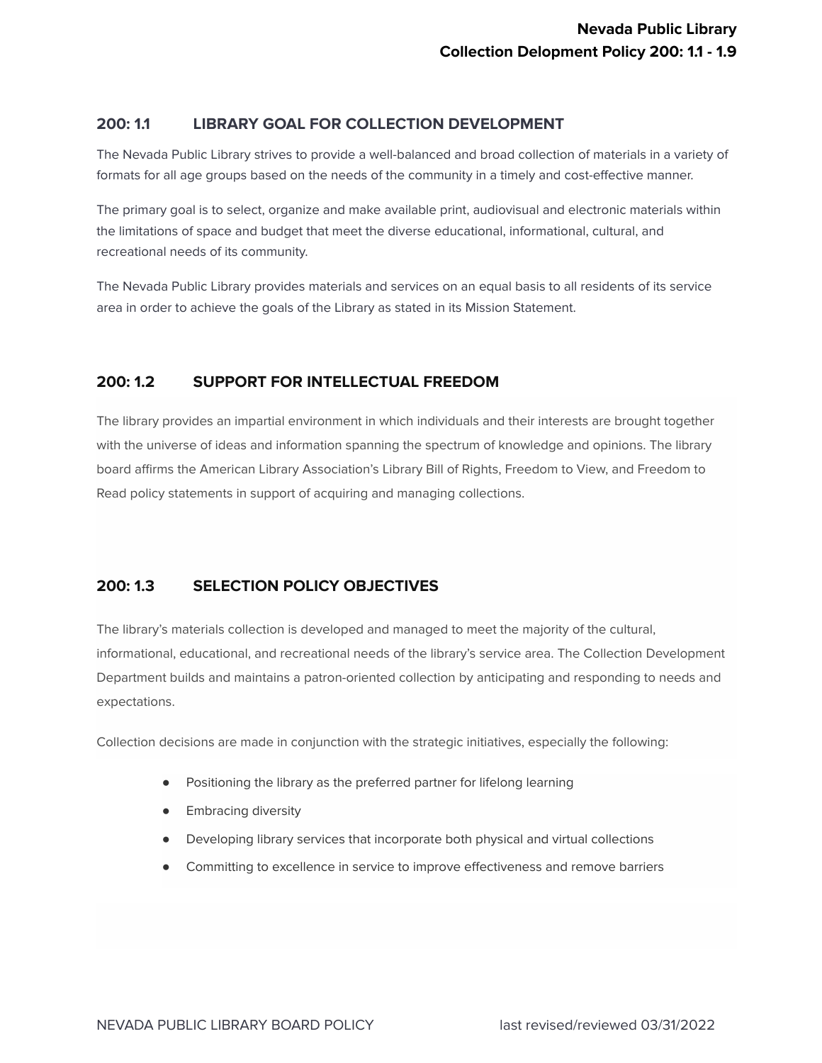## 200: 1.1 LIBRARY GOAL FOR COLLECTION DEVELOPMENT

The Nevada Public Library strives to provide a well-balanced and broad collection of materials in a variety of formats for all age groups based on the needs of the community in a timely and cost-effective manner.

The primary goal is to select, organize and make available print, audiovisual and electronic materials within the limitations of space and budget that meet the diverse educational, informational, cultural, and recreational needs of its community.

The Nevada Public Library provides materials and services on an equal basis to all residents of its service area in order to achieve the goals of the Library as stated in its Mission Statement.

## 200: 1.2 SUPPORT FOR INTELLECTUAL FREEDOM

The library provides an impartial environment in which individuals and their interests are brought together with the universe of ideas and information spanning the spectrum of knowledge and opinions. The library board affirms the American Library Association's Library Bill of Rights, Freedom to View, and Freedom to Read policy statements in support of acquiring and managing collections.

## 200: 1.3 SELECTION POLICY OBJECTIVES

The library's materials collection is developed and managed to meet the majority of the cultural, informational, educational, and recreational needs of the library's service area. The Collection Development Department builds and maintains a patron-oriented collection by anticipating and responding to needs and expectations.

Collection decisions are made in conjunction with the strategic initiatives, especially the following:

- Positioning the library as the preferred partner for lifelong learning
- Embracing diversity
- Developing library services that incorporate both physical and virtual collections
- Committing to excellence in service to improve effectiveness and remove barriers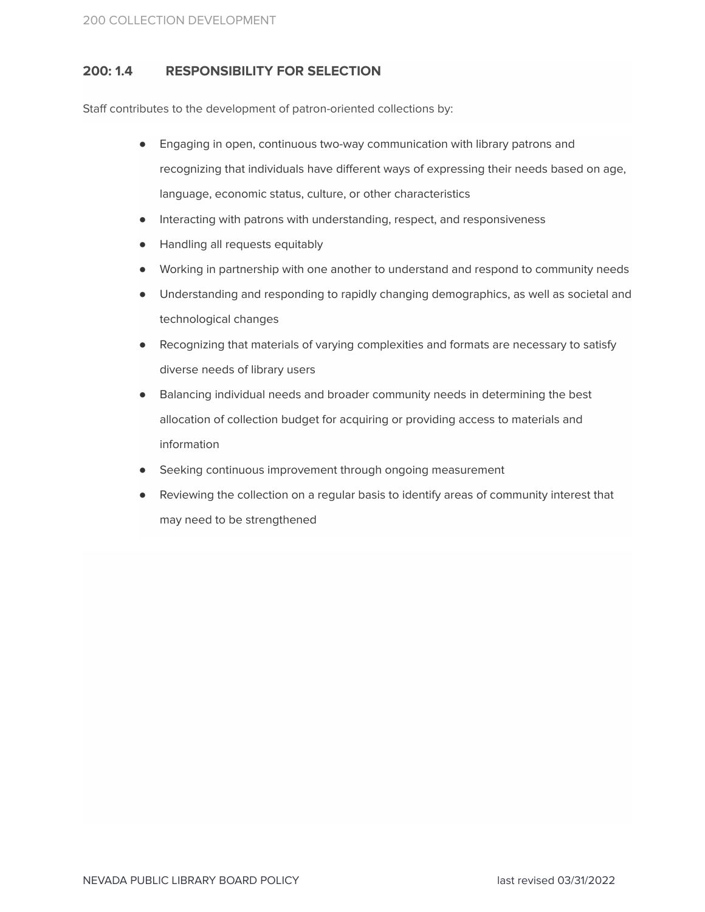## 200: 1.4 RESPONSIBILITY FOR SELECTION

Staff contributes to the development of patron-oriented collections by:

- Engaging in open, continuous two-way communication with library patrons and recognizing that individuals have different ways of expressing their needs based on age, language, economic status, culture, or other characteristics
- Interacting with patrons with understanding, respect, and responsiveness
- Handling all requests equitably
- Working in partnership with one another to understand and respond to community needs
- Understanding and responding to rapidly changing demographics, as well as societal and technological changes
- Recognizing that materials of varying complexities and formats are necessary to satisfy diverse needs of library users
- Balancing individual needs and broader community needs in determining the best allocation of collection budget for acquiring or providing access to materials and information
- Seeking continuous improvement through ongoing measurement
- Reviewing the collection on a regular basis to identify areas of community interest that may need to be strengthened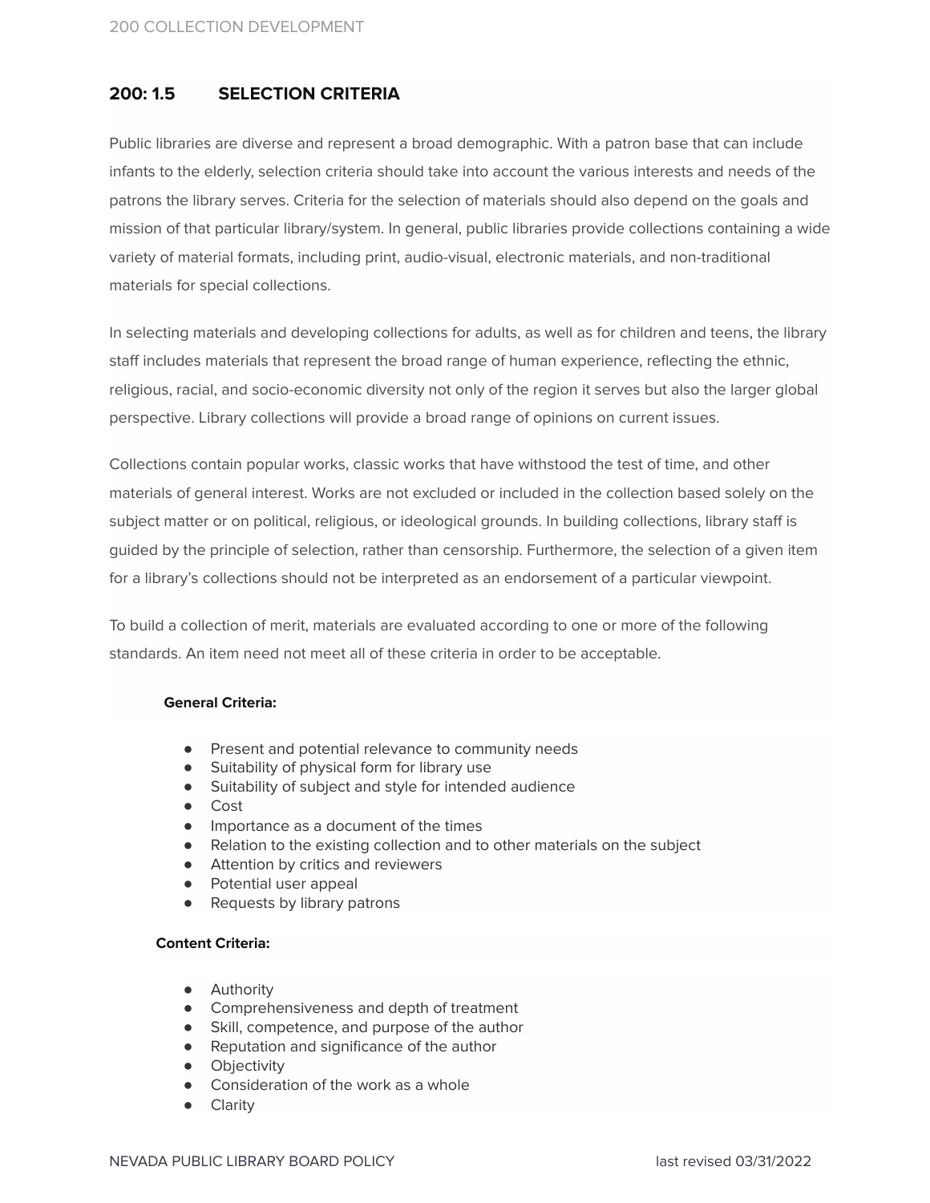## 200: 1.5 SELECTION CRITERIA

Public libraries are diverse and represent a broad demographic. With a patron base that can include infants to the elderly, selection criteria should take into account the various interests and needs of the patrons the library serves. Criteria for the selection of materials should also depend on the goals and mission of that particular library/system. In general, public libraries provide collections containing a wide variety of material formats, including print, audio-visual, electronic materials, and non-traditional materials for special collections.

In selecting materials and developing collections for adults, as well as for children and teens, the library staff includes materials that represent the broad range of human experience, reflecting the ethnic, religious, racial, and socio-economic diversity not only of the region it serves but also the larger global perspective. Library collections will provide a broad range of opinions on current issues.

Collections contain popular works, classic works that have withstood the test of time, and other materials of general interest. Works are not excluded or included in the collection based solely on the subject matter or on political, religious, or ideological grounds. In building collections, library staff is guided by the principle of selection, rather than censorship. Furthermore, the selection of a given item for a library's collections should not be interpreted as an endorsement of a particular viewpoint.

To build a collection of merit, materials are evaluated according to one or more of the following standards. An item need not meet all of these criteria in order to be acceptable.

**General Criteria:**

- Present and potential relevance to community needs
- Suitability of physical form for library use
- Suitability of subject and style for intended audience
- Cost
- Importance as a document of the times
- Relation to the existing collection and to other materials on the subject
- Attention by critics and reviewers
- Potential user appeal
- Requests by library patrons

**Content Criteria:**

- Authority
- Comprehensiveness and depth of treatment
- Skill, competence, and purpose of the author
- Reputation and significance of the author
- Objectivity
- Consideration of the work as a whole
- Clarity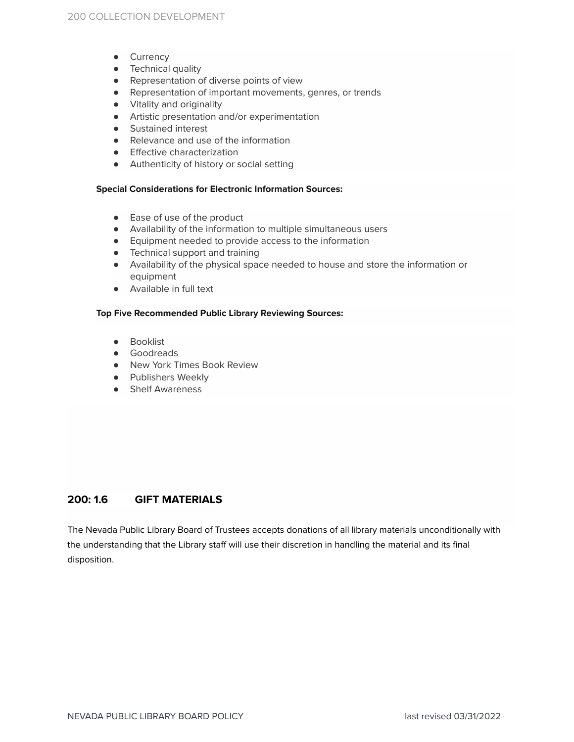- Currency
- Technical quality
- Representation of diverse points of view
- Representation of important movements, genres, or trends
- Vitality and originality
- Artistic presentation and/or experimentation
- Sustained interest
- Relevance and use of the information
- Effective characterization
- Authenticity of history or social setting

**Special Considerations for Electronic Information Sources:**

- Ease of use of the product
- Availability of the information to multiple simultaneous users
- Equipment needed to provide access to the information
- Technical support and training
- Availability of the physical space needed to house and store the information or equipment
- Available in full text

**Top Five Recommended Public Library Reviewing Sources:**

- Booklist
- Goodreads
- New York Times Book Review
- Publishers Weekly
- Shelf Awareness

## 200: 1.6 GIFT MATERIALS

The Nevada Public Library Board of Trustees accepts donations of all library materials unconditionally with the understanding that the Library staff will use their discretion in handling the material and its final disposition.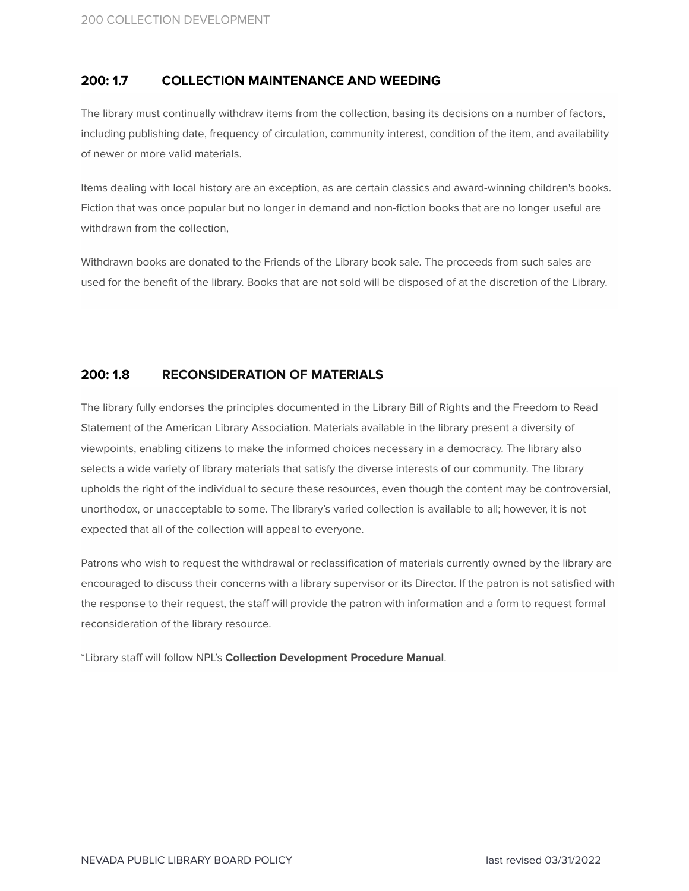## 200: 1.7 COLLECTION MAINTENANCE AND WEEDING

The library must continually withdraw items from the collection, basing its decisions on a number of factors, including publishing date, frequency of circulation, community interest, condition of the item, and availability of newer or more valid materials.

Items dealing with local history are an exception, as are certain classics and award-winning children's books. Fiction that was once popular but no longer in demand and non-fiction books that are no longer useful are withdrawn from the collection,

Withdrawn books are donated to the Friends of the Library book sale. The proceeds from such sales are used for the benefit of the library. Books that are not sold will be disposed of at the discretion of the Library.

## 200: 1.8 RECONSIDERATION OF MATERIALS

The library fully endorses the principles documented in the Library Bill of Rights and the Freedom to Read Statement of the American Library Association. Materials available in the library present a diversity of viewpoints, enabling citizens to make the informed choices necessary in a democracy. The library also selects a wide variety of library materials that satisfy the diverse interests of our community. The library upholds the right of the individual to secure these resources, even though the content may be controversial, unorthodox, or unacceptable to some. The library's varied collection is available to all; however, it is not expected that all of the collection will appeal to everyone.

Patrons who wish to request the withdrawal or reclassification of materials currently owned by the library are encouraged to discuss their concerns with a library supervisor or its Director. If the patron is not satisfied with the response to their request, the staff will provide the patron with information and a form to request formal reconsideration of the library resource.

*Library staff will follow NPL's **Collection Development Procedure Manual**.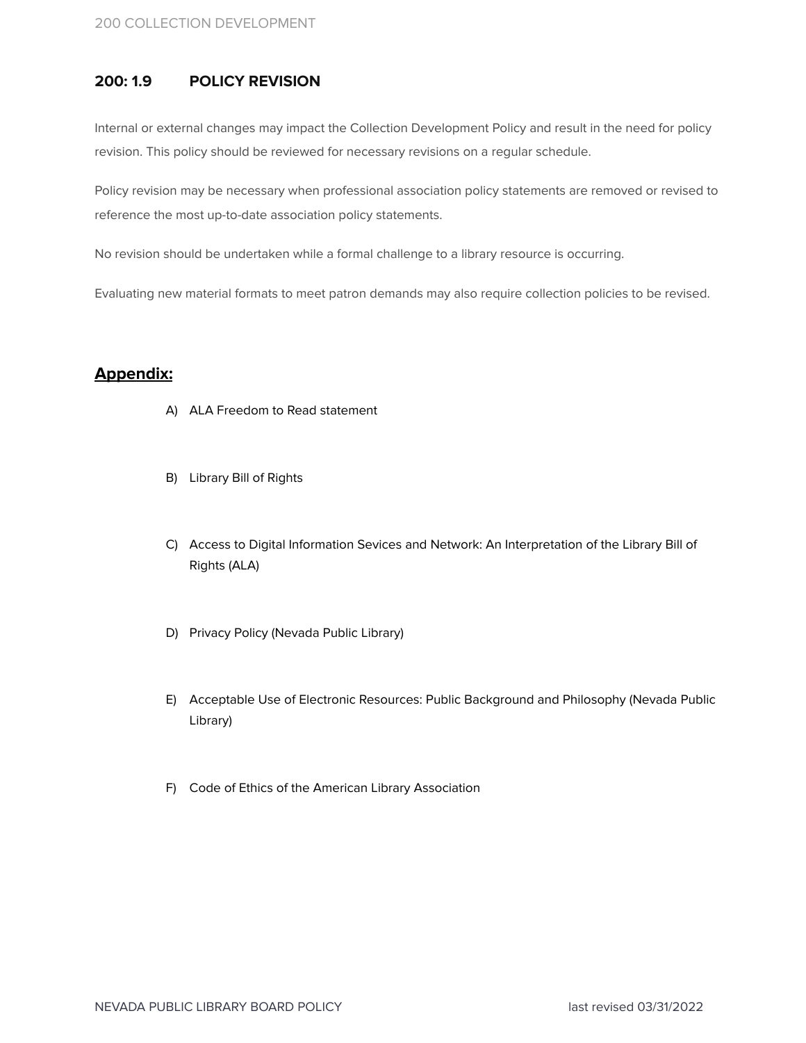## 200: 1.9 POLICY REVISION

Internal or external changes may impact the Collection Development Policy and result in the need for policy revision. This policy should be reviewed for necessary revisions on a regular schedule.

Policy revision may be necessary when professional association policy statements are removed or revised to reference the most up-to-date association policy statements.

No revision should be undertaken while a formal challenge to a library resource is occurring.

Evaluating new material formats to meet patron demands may also require collection policies to be revised.

## Appendix:

A) ALA Freedom to Read statement

B) Library Bill of Rights

C) Access to Digital Information Sevices and Network: An Interpretation of the Library Bill of Rights (ALA)

D) Privacy Policy (Nevada Public Library)

E) Acceptable Use of Electronic Resources: Public Background and Philosophy (Nevada Public Library)

F) Code of Ethics of the American Library Association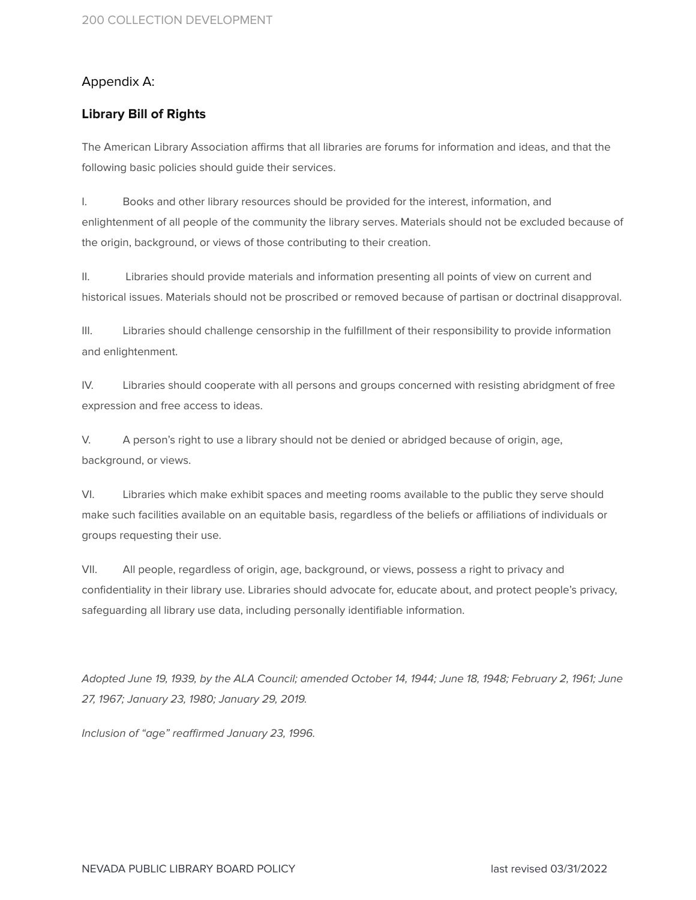## Appendix A:

### Library Bill of Rights

The American Library Association affirms that all libraries are forums for information and ideas, and that the following basic policies should guide their services.

I. Books and other library resources should be provided for the interest, information, and enlightenment of all people of the community the library serves. Materials should not be excluded because of the origin, background, or views of those contributing to their creation.

II. Libraries should provide materials and information presenting all points of view on current and historical issues. Materials should not be proscribed or removed because of partisan or doctrinal disapproval.

III. Libraries should challenge censorship in the fulfillment of their responsibility to provide information and enlightenment.

IV. Libraries should cooperate with all persons and groups concerned with resisting abridgment of free expression and free access to ideas.

V. A person's right to use a library should not be denied or abridged because of origin, age, background, or views.

VI. Libraries which make exhibit spaces and meeting rooms available to the public they serve should make such facilities available on an equitable basis, regardless of the beliefs or affiliations of individuals or groups requesting their use.

VII. All people, regardless of origin, age, background, or views, possess a right to privacy and confidentiality in their library use. Libraries should advocate for, educate about, and protect people's privacy, safeguarding all library use data, including personally identifiable information.

*Adopted June 19, 1939, by the ALA Council; amended October 14, 1944; June 18, 1948; February 2, 1961; June 27, 1967; January 23, 1980; January 29, 2019.*

*Inclusion of "age" reaffirmed January 23, 1996.*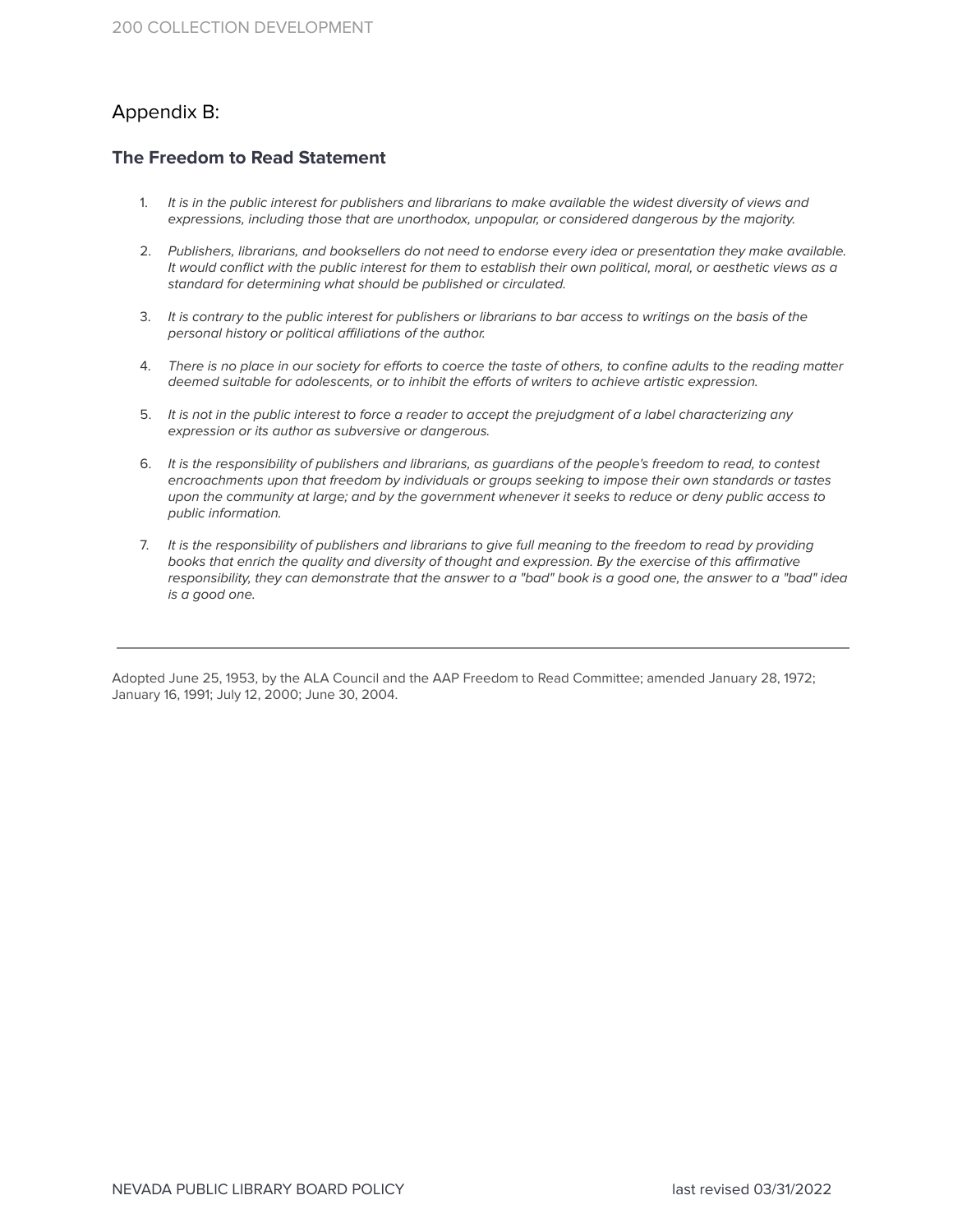## Appendix B:

### The Freedom to Read Statement

1. *It is in the public interest for publishers and librarians to make available the widest diversity of views and expressions, including those that are unorthodox, unpopular, or considered dangerous by the majority.*

2. *Publishers, librarians, and booksellers do not need to endorse every idea or presentation they make available. It would conflict with the public interest for them to establish their own political, moral, or aesthetic views as a standard for determining what should be published or circulated.*

3. *It is contrary to the public interest for publishers or librarians to bar access to writings on the basis of the personal history or political affiliations of the author.*

4. *There is no place in our society for efforts to coerce the taste of others, to confine adults to the reading matter deemed suitable for adolescents, or to inhibit the efforts of writers to achieve artistic expression.*

5. *It is not in the public interest to force a reader to accept the prejudgment of a label characterizing any expression or its author as subversive or dangerous.*

6. *It is the responsibility of publishers and librarians, as guardians of the people's freedom to read, to contest encroachments upon that freedom by individuals or groups seeking to impose their own standards or tastes upon the community at large; and by the government whenever it seeks to reduce or deny public access to public information.*

7. *It is the responsibility of publishers and librarians to give full meaning to the freedom to read by providing books that enrich the quality and diversity of thought and expression. By the exercise of this affirmative responsibility, they can demonstrate that the answer to a "bad" book is a good one, the answer to a "bad" idea is a good one.*

---

Adopted June 25, 1953, by the ALA Council and the AAP Freedom to Read Committee; amended January 28, 1972; January 16, 1991; July 12, 2000; June 30, 2004.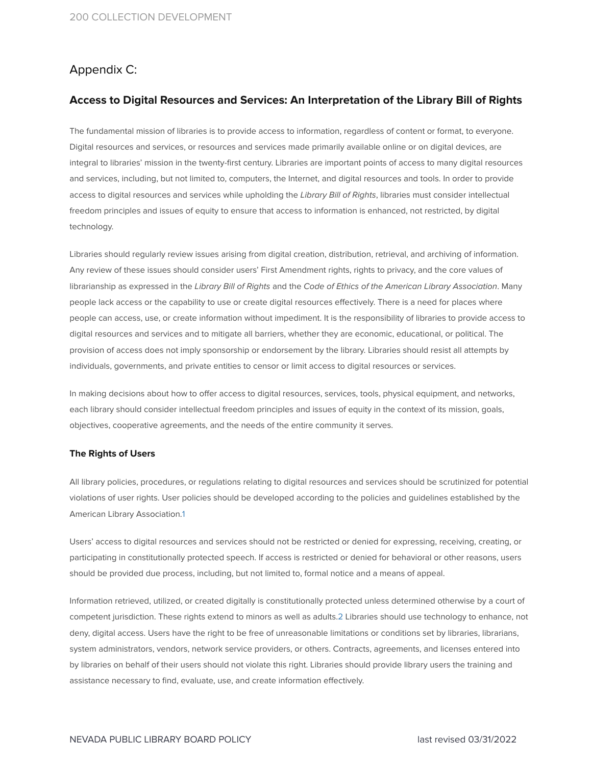## Appendix C:

### Access to Digital Resources and Services: An Interpretation of the Library Bill of Rights

The fundamental mission of libraries is to provide access to information, regardless of content or format, to everyone. Digital resources and services, or resources and services made primarily available online or on digital devices, are integral to libraries' mission in the twenty-first century. Libraries are important points of access to many digital resources and services, including, but not limited to, computers, the Internet, and digital resources and tools. In order to provide access to digital resources and services while upholding the *Library Bill of Rights*, libraries must consider intellectual freedom principles and issues of equity to ensure that access to information is enhanced, not restricted, by digital technology.

Libraries should regularly review issues arising from digital creation, distribution, retrieval, and archiving of information. Any review of these issues should consider users' First Amendment rights, rights to privacy, and the core values of librarianship as expressed in the *Library Bill of Rights* and the *Code of Ethics of the American Library Association*. Many people lack access or the capability to use or create digital resources effectively. There is a need for places where people can access, use, or create information without impediment. It is the responsibility of libraries to provide access to digital resources and services and to mitigate all barriers, whether they are economic, educational, or political. The provision of access does not imply sponsorship or endorsement by the library. Libraries should resist all attempts by individuals, governments, and private entities to censor or limit access to digital resources or services.

In making decisions about how to offer access to digital resources, services, tools, physical equipment, and networks, each library should consider intellectual freedom principles and issues of equity in the context of its mission, goals, objectives, cooperative agreements, and the needs of the entire community it serves.

**The Rights of Users**

All library policies, procedures, or regulations relating to digital resources and services should be scrutinized for potential violations of user rights. User policies should be developed according to the policies and guidelines established by the American Library Association.[1]

Users' access to digital resources and services should not be restricted or denied for expressing, receiving, creating, or participating in constitutionally protected speech. If access is restricted or denied for behavioral or other reasons, users should be provided due process, including, but not limited to, formal notice and a means of appeal.

Information retrieved, utilized, or created digitally is constitutionally protected unless determined otherwise by a court of competent jurisdiction. These rights extend to minors as well as adults.[2] Libraries should use technology to enhance, not deny, digital access. Users have the right to be free of unreasonable limitations or conditions set by libraries, librarians, system administrators, vendors, network service providers, or others. Contracts, agreements, and licenses entered into by libraries on behalf of their users should not violate this right. Libraries should provide library users the training and assistance necessary to find, evaluate, use, and create information effectively.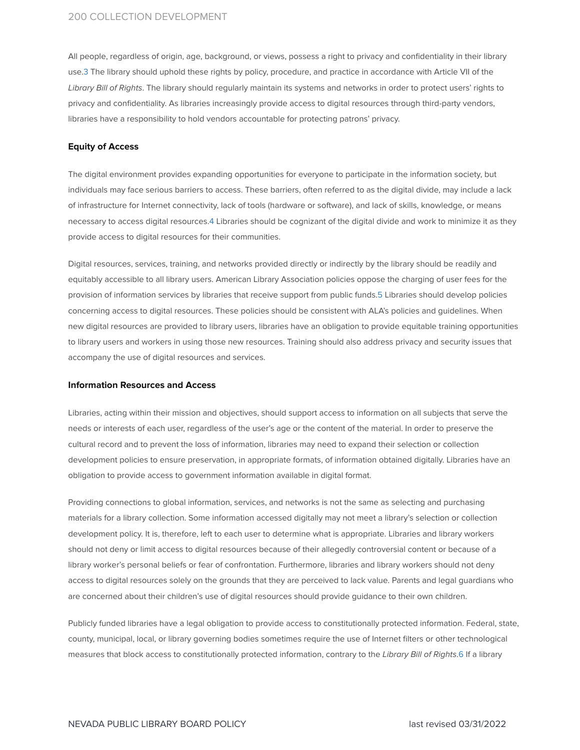All people, regardless of origin, age, background, or views, possess a right to privacy and confidentiality in their library use.[3] The library should uphold these rights by policy, procedure, and practice in accordance with Article VII of the *Library Bill of Rights*. The library should regularly maintain its systems and networks in order to protect users' rights to privacy and confidentiality. As libraries increasingly provide access to digital resources through third-party vendors, libraries have a responsibility to hold vendors accountable for protecting patrons' privacy.

**Equity of Access**

The digital environment provides expanding opportunities for everyone to participate in the information society, but individuals may face serious barriers to access. These barriers, often referred to as the digital divide, may include a lack of infrastructure for Internet connectivity, lack of tools (hardware or software), and lack of skills, knowledge, or means necessary to access digital resources.[4] Libraries should be cognizant of the digital divide and work to minimize it as they provide access to digital resources for their communities.

Digital resources, services, training, and networks provided directly or indirectly by the library should be readily and equitably accessible to all library users. American Library Association policies oppose the charging of user fees for the provision of information services by libraries that receive support from public funds.[5] Libraries should develop policies concerning access to digital resources. These policies should be consistent with ALA's policies and guidelines. When new digital resources are provided to library users, libraries have an obligation to provide equitable training opportunities to library users and workers in using those new resources. Training should also address privacy and security issues that accompany the use of digital resources and services.

**Information Resources and Access**

Libraries, acting within their mission and objectives, should support access to information on all subjects that serve the needs or interests of each user, regardless of the user's age or the content of the material. In order to preserve the cultural record and to prevent the loss of information, libraries may need to expand their selection or collection development policies to ensure preservation, in appropriate formats, of information obtained digitally. Libraries have an obligation to provide access to government information available in digital format.

Providing connections to global information, services, and networks is not the same as selecting and purchasing materials for a library collection. Some information accessed digitally may not meet a library's selection or collection development policy. It is, therefore, left to each user to determine what is appropriate. Libraries and library workers should not deny or limit access to digital resources because of their allegedly controversial content or because of a library worker's personal beliefs or fear of confrontation. Furthermore, libraries and library workers should not deny access to digital resources solely on the grounds that they are perceived to lack value. Parents and legal guardians who are concerned about their children's use of digital resources should provide guidance to their own children.

Publicly funded libraries have a legal obligation to provide access to constitutionally protected information. Federal, state, county, municipal, local, or library governing bodies sometimes require the use of Internet filters or other technological measures that block access to constitutionally protected information, contrary to the *Library Bill of Rights*.[6] If a library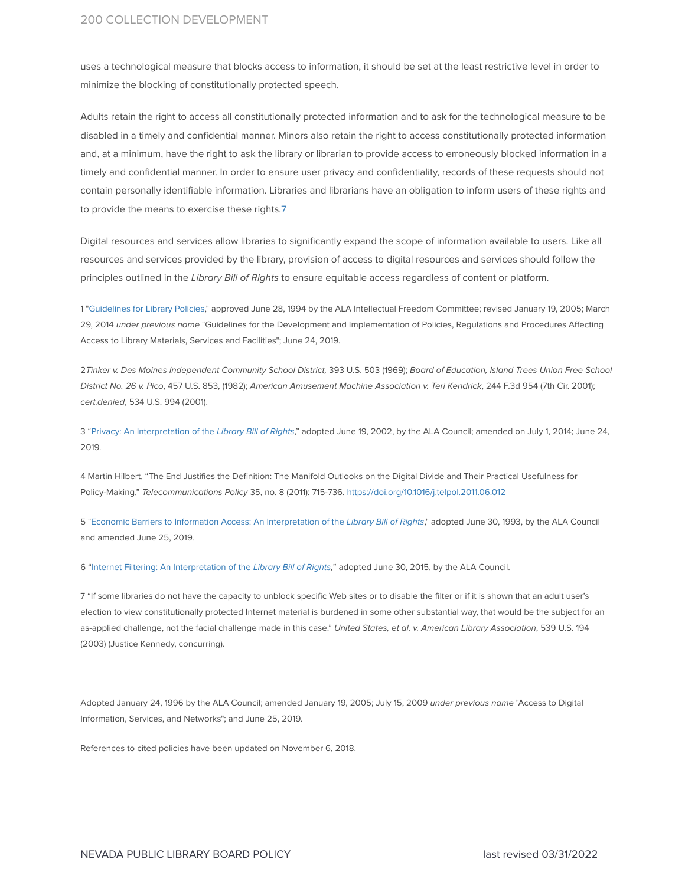uses a technological measure that blocks access to information, it should be set at the least restrictive level in order to minimize the blocking of constitutionally protected speech.

Adults retain the right to access all constitutionally protected information and to ask for the technological measure to be disabled in a timely and confidential manner. Minors also retain the right to access constitutionally protected information and, at a minimum, have the right to ask the library or librarian to provide access to erroneously blocked information in a timely and confidential manner. In order to ensure user privacy and confidentiality, records of these requests should not contain personally identifiable information. Libraries and librarians have an obligation to inform users of these rights and to provide the means to exercise these rights.[7]

Digital resources and services allow libraries to significantly expand the scope of information available to users. Like all resources and services provided by the library, provision of access to digital resources and services should follow the principles outlined in the *Library Bill of Rights* to ensure equitable access regardless of content or platform.

1 "Guidelines for Library Policies," approved June 28, 1994 by the ALA Intellectual Freedom Committee; revised January 19, 2005; March 29, 2014 *under previous name* "Guidelines for the Development and Implementation of Policies, Regulations and Procedures Affecting Access to Library Materials, Services and Facilities"; June 24, 2019.

2 *Tinker v. Des Moines Independent Community School District,* 393 U.S. 503 (1969); *Board of Education, Island Trees Union Free School District No. 26 v. Pico*, 457 U.S. 853, (1982); *American Amusement Machine Association v. Teri Kendrick*, 244 F.3d 954 (7th Cir. 2001); *cert.denied*, 534 U.S. 994 (2001).

3 "Privacy: An Interpretation of the *Library Bill of Rights*," adopted June 19, 2002, by the ALA Council; amended on July 1, 2014; June 24, 2019.

4 Martin Hilbert, "The End Justifies the Definition: The Manifold Outlooks on the Digital Divide and Their Practical Usefulness for Policy-Making," *Telecommunications Policy* 35, no. 8 (2011): 715-736. https://doi.org/10.1016/j.telpol.2011.06.012

5 "Economic Barriers to Information Access: An Interpretation of the *Library Bill of Rights*," adopted June 30, 1993, by the ALA Council and amended June 25, 2019.

6 "Internet Filtering: An Interpretation of the *Library Bill of Rights,*" adopted June 30, 2015, by the ALA Council.

7 "If some libraries do not have the capacity to unblock specific Web sites or to disable the filter or if it is shown that an adult user's election to view constitutionally protected Internet material is burdened in some other substantial way, that would be the subject for an as-applied challenge, not the facial challenge made in this case." *United States, et al. v. American Library Association*, 539 U.S. 194 (2003) (Justice Kennedy, concurring).

Adopted January 24, 1996 by the ALA Council; amended January 19, 2005; July 15, 2009 *under previous name* "Access to Digital Information, Services, and Networks"; and June 25, 2019.

References to cited policies have been updated on November 6, 2018.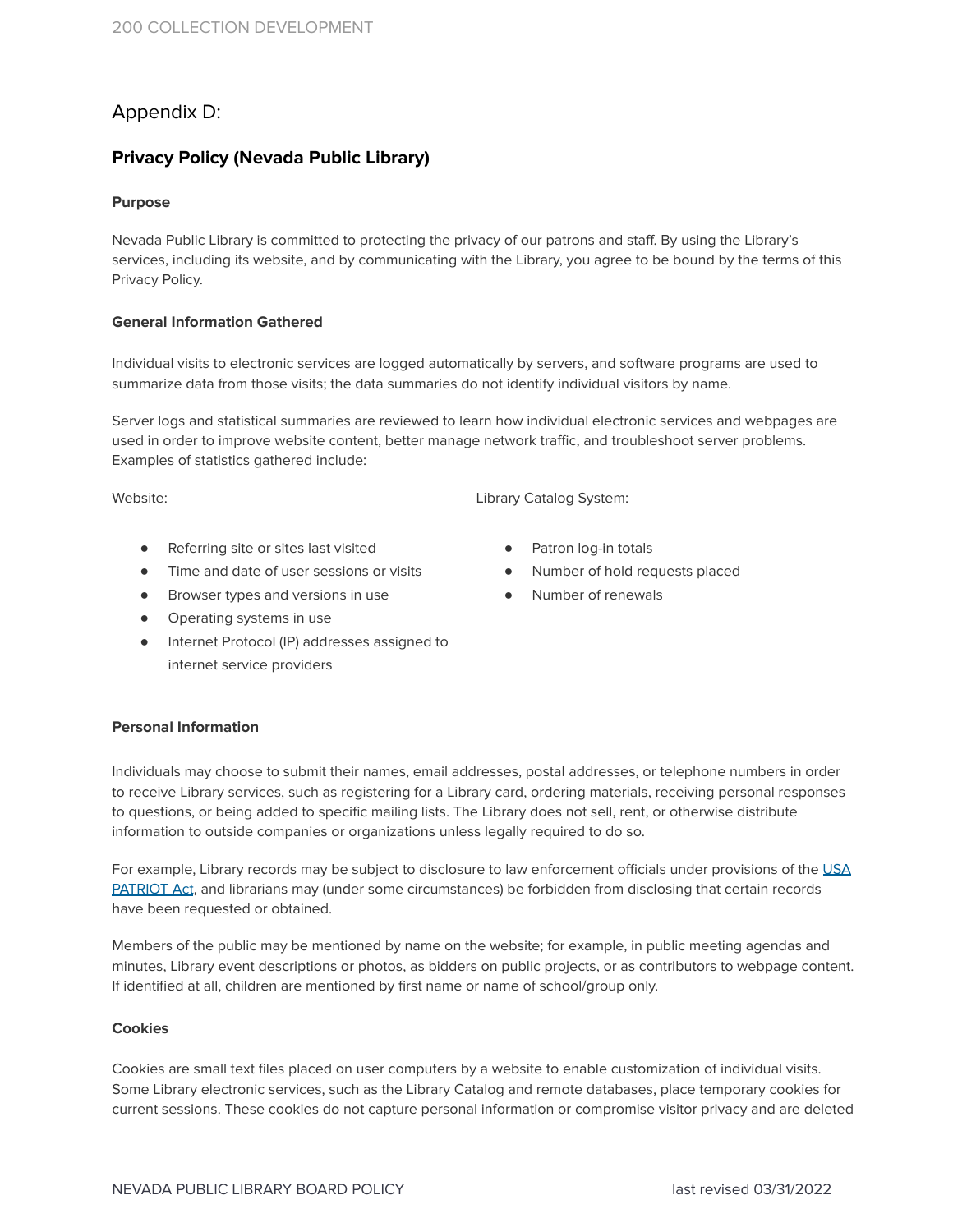## Appendix D:

### Privacy Policy (Nevada Public Library)

#### Purpose

Nevada Public Library is committed to protecting the privacy of our patrons and staff. By using the Library's services, including its website, and by communicating with the Library, you agree to be bound by the terms of this Privacy Policy.

#### General Information Gathered

Individual visits to electronic services are logged automatically by servers, and software programs are used to summarize data from those visits; the data summaries do not identify individual visitors by name.

Server logs and statistical summaries are reviewed to learn how individual electronic services and webpages are used in order to improve website content, better manage network traffic, and troubleshoot server problems. Examples of statistics gathered include:

Website:

- Referring site or sites last visited
- Time and date of user sessions or visits
- Browser types and versions in use
- Operating systems in use
- Internet Protocol (IP) addresses assigned to internet service providers

Library Catalog System:

- Patron log-in totals
- Number of hold requests placed
- Number of renewals

#### Personal Information

Individuals may choose to submit their names, email addresses, postal addresses, or telephone numbers in order to receive Library services, such as registering for a Library card, ordering materials, receiving personal responses to questions, or being added to specific mailing lists. The Library does not sell, rent, or otherwise distribute information to outside companies or organizations unless legally required to do so.

For example, Library records may be subject to disclosure to law enforcement officials under provisions of the USA PATRIOT Act, and librarians may (under some circumstances) be forbidden from disclosing that certain records have been requested or obtained.

Members of the public may be mentioned by name on the website; for example, in public meeting agendas and minutes, Library event descriptions or photos, as bidders on public projects, or as contributors to webpage content. If identified at all, children are mentioned by first name or name of school/group only.

#### Cookies

Cookies are small text files placed on user computers by a website to enable customization of individual visits. Some Library electronic services, such as the Library Catalog and remote databases, place temporary cookies for current sessions. These cookies do not capture personal information or compromise visitor privacy and are deleted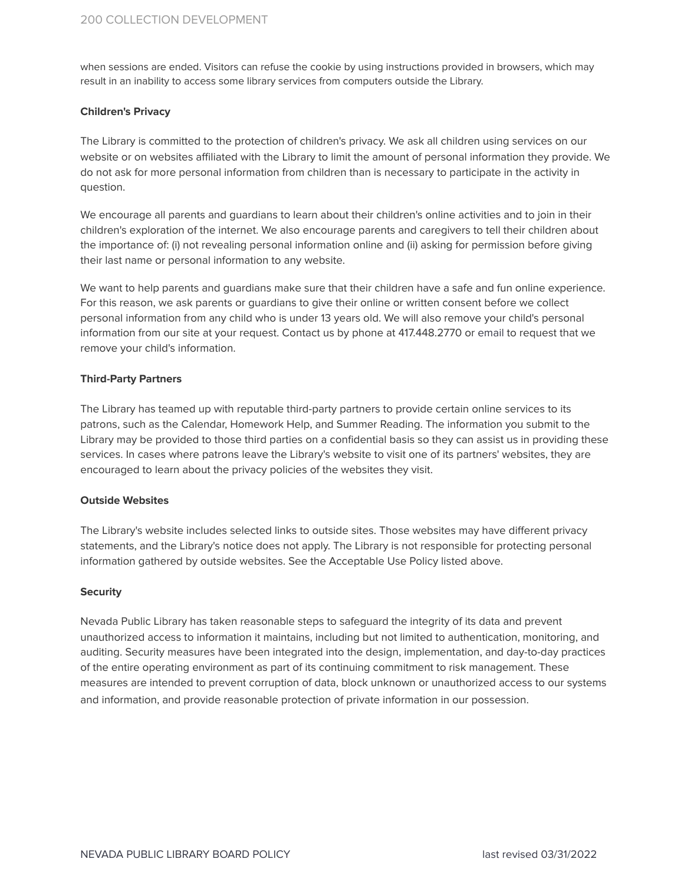when sessions are ended. Visitors can refuse the cookie by using instructions provided in browsers, which may result in an inability to access some library services from computers outside the Library.

**Children's Privacy**

The Library is committed to the protection of children's privacy. We ask all children using services on our website or on websites affiliated with the Library to limit the amount of personal information they provide. We do not ask for more personal information from children than is necessary to participate in the activity in question.

We encourage all parents and guardians to learn about their children's online activities and to join in their children's exploration of the internet. We also encourage parents and caregivers to tell their children about the importance of: (i) not revealing personal information online and (ii) asking for permission before giving their last name or personal information to any website.

We want to help parents and guardians make sure that their children have a safe and fun online experience. For this reason, we ask parents or guardians to give their online or written consent before we collect personal information from any child who is under 13 years old. We will also remove your child's personal information from our site at your request. Contact us by phone at 417.448.2770 or email to request that we remove your child's information.

**Third-Party Partners**

The Library has teamed up with reputable third-party partners to provide certain online services to its patrons, such as the Calendar, Homework Help, and Summer Reading. The information you submit to the Library may be provided to those third parties on a confidential basis so they can assist us in providing these services. In cases where patrons leave the Library's website to visit one of its partners' websites, they are encouraged to learn about the privacy policies of the websites they visit.

**Outside Websites**

The Library's website includes selected links to outside sites. Those websites may have different privacy statements, and the Library's notice does not apply. The Library is not responsible for protecting personal information gathered by outside websites. See the Acceptable Use Policy listed above.

**Security**

Nevada Public Library has taken reasonable steps to safeguard the integrity of its data and prevent unauthorized access to information it maintains, including but not limited to authentication, monitoring, and auditing. Security measures have been integrated into the design, implementation, and day-to-day practices of the entire operating environment as part of its continuing commitment to risk management. These measures are intended to prevent corruption of data, block unknown or unauthorized access to our systems and information, and provide reasonable protection of private information in our possession.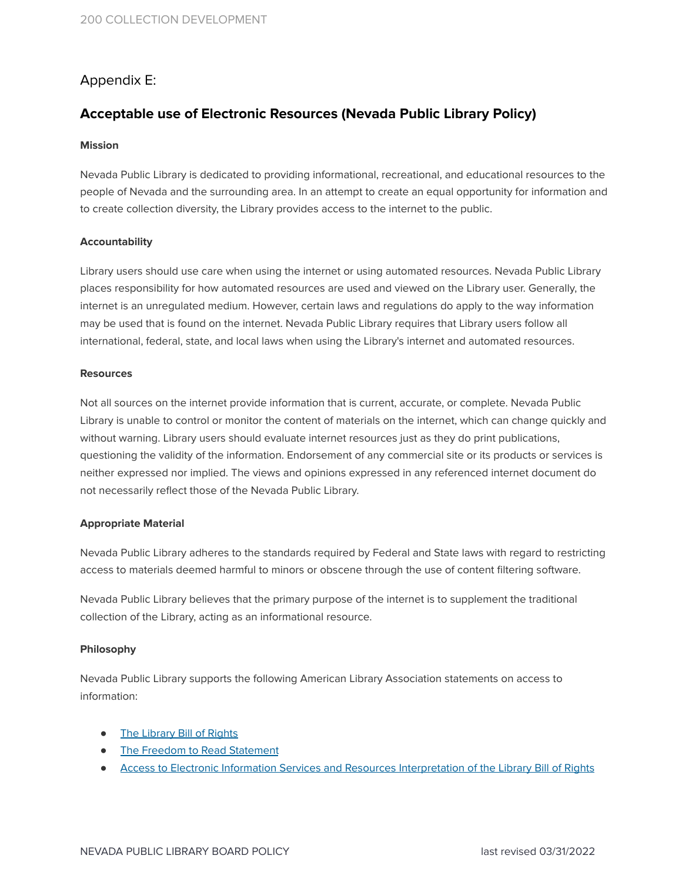## Appendix E:

### Acceptable use of Electronic Resources (Nevada Public Library Policy)

**Mission**

Nevada Public Library is dedicated to providing informational, recreational, and educational resources to the people of Nevada and the surrounding area. In an attempt to create an equal opportunity for information and to create collection diversity, the Library provides access to the internet to the public.

**Accountability**

Library users should use care when using the internet or using automated resources. Nevada Public Library places responsibility for how automated resources are used and viewed on the Library user. Generally, the internet is an unregulated medium. However, certain laws and regulations do apply to the way information may be used that is found on the internet. Nevada Public Library requires that Library users follow all international, federal, state, and local laws when using the Library's internet and automated resources.

**Resources**

Not all sources on the internet provide information that is current, accurate, or complete. Nevada Public Library is unable to control or monitor the content of materials on the internet, which can change quickly and without warning. Library users should evaluate internet resources just as they do print publications, questioning the validity of the information. Endorsement of any commercial site or its products or services is neither expressed nor implied. The views and opinions expressed in any referenced internet document do not necessarily reflect those of the Nevada Public Library.

**Appropriate Material**

Nevada Public Library adheres to the standards required by Federal and State laws with regard to restricting access to materials deemed harmful to minors or obscene through the use of content filtering software.

Nevada Public Library believes that the primary purpose of the internet is to supplement the traditional collection of the Library, acting as an informational resource.

**Philosophy**

Nevada Public Library supports the following American Library Association statements on access to information:

- The Library Bill of Rights
- The Freedom to Read Statement
- Access to Electronic Information Services and Resources Interpretation of the Library Bill of Rights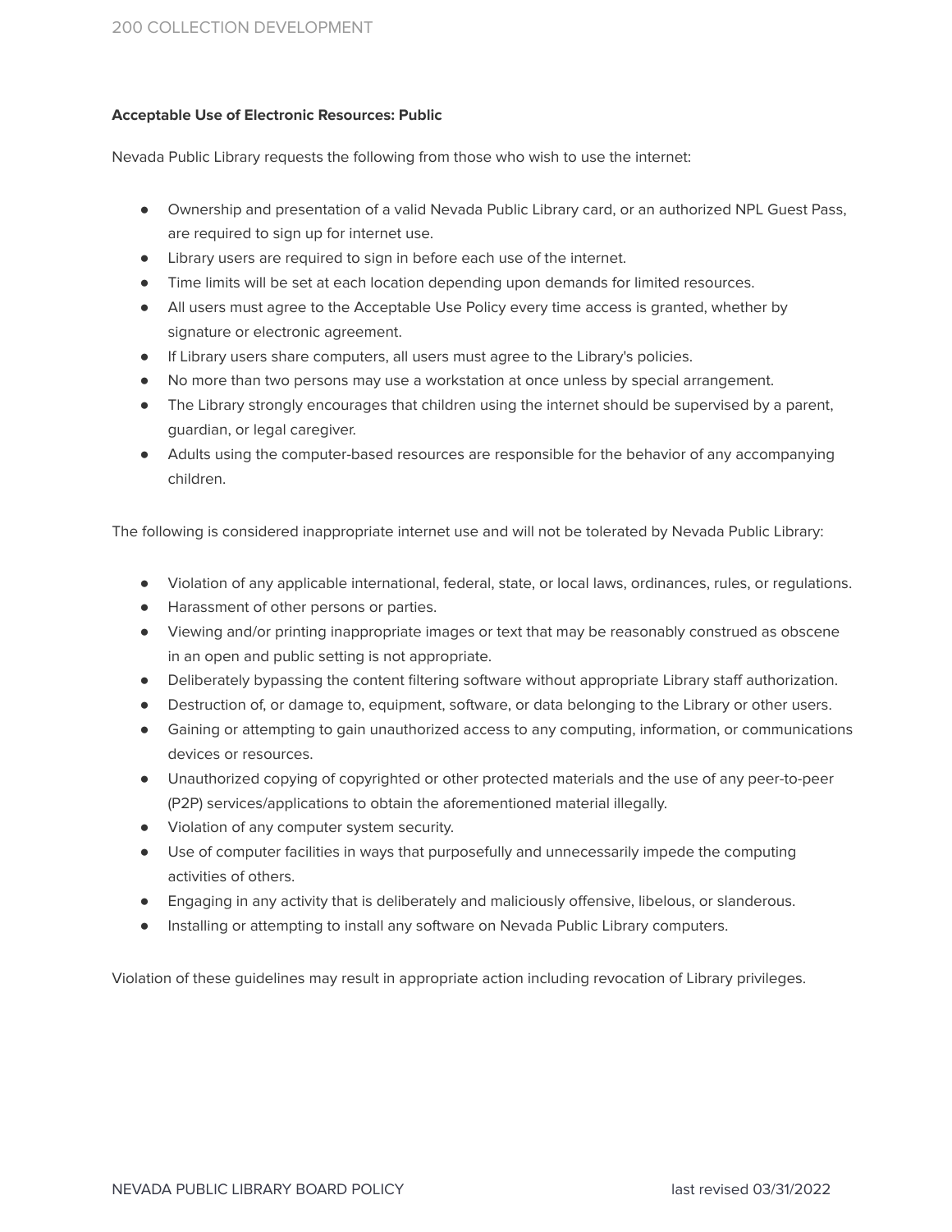**Acceptable Use of Electronic Resources: Public**

Nevada Public Library requests the following from those who wish to use the internet:

- Ownership and presentation of a valid Nevada Public Library card, or an authorized NPL Guest Pass, are required to sign up for internet use.
- Library users are required to sign in before each use of the internet.
- Time limits will be set at each location depending upon demands for limited resources.
- All users must agree to the Acceptable Use Policy every time access is granted, whether by signature or electronic agreement.
- If Library users share computers, all users must agree to the Library's policies.
- No more than two persons may use a workstation at once unless by special arrangement.
- The Library strongly encourages that children using the internet should be supervised by a parent, guardian, or legal caregiver.
- Adults using the computer-based resources are responsible for the behavior of any accompanying children.

The following is considered inappropriate internet use and will not be tolerated by Nevada Public Library:

- Violation of any applicable international, federal, state, or local laws, ordinances, rules, or regulations.
- Harassment of other persons or parties.
- Viewing and/or printing inappropriate images or text that may be reasonably construed as obscene in an open and public setting is not appropriate.
- Deliberately bypassing the content filtering software without appropriate Library staff authorization.
- Destruction of, or damage to, equipment, software, or data belonging to the Library or other users.
- Gaining or attempting to gain unauthorized access to any computing, information, or communications devices or resources.
- Unauthorized copying of copyrighted or other protected materials and the use of any peer-to-peer (P2P) services/applications to obtain the aforementioned material illegally.
- Violation of any computer system security.
- Use of computer facilities in ways that purposefully and unnecessarily impede the computing activities of others.
- Engaging in any activity that is deliberately and maliciously offensive, libelous, or slanderous.
- Installing or attempting to install any software on Nevada Public Library computers.

Violation of these guidelines may result in appropriate action including revocation of Library privileges.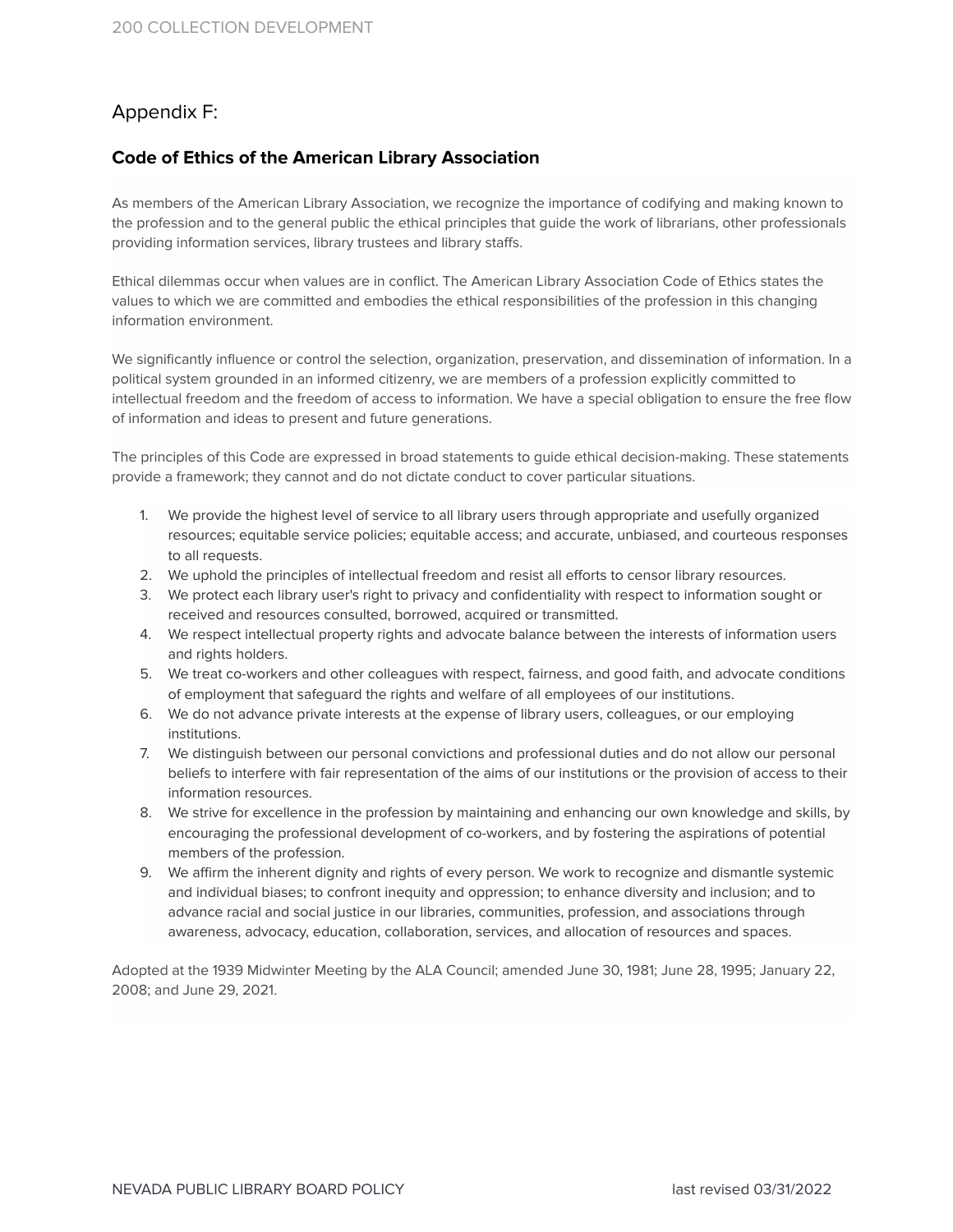## Appendix F:

### Code of Ethics of the American Library Association

As members of the American Library Association, we recognize the importance of codifying and making known to the profession and to the general public the ethical principles that guide the work of librarians, other professionals providing information services, library trustees and library staffs.

Ethical dilemmas occur when values are in conflict. The American Library Association Code of Ethics states the values to which we are committed and embodies the ethical responsibilities of the profession in this changing information environment.

We significantly influence or control the selection, organization, preservation, and dissemination of information. In a political system grounded in an informed citizenry, we are members of a profession explicitly committed to intellectual freedom and the freedom of access to information. We have a special obligation to ensure the free flow of information and ideas to present and future generations.

The principles of this Code are expressed in broad statements to guide ethical decision-making. These statements provide a framework; they cannot and do not dictate conduct to cover particular situations.

1. We provide the highest level of service to all library users through appropriate and usefully organized resources; equitable service policies; equitable access; and accurate, unbiased, and courteous responses to all requests.
2. We uphold the principles of intellectual freedom and resist all efforts to censor library resources.
3. We protect each library user's right to privacy and confidentiality with respect to information sought or received and resources consulted, borrowed, acquired or transmitted.
4. We respect intellectual property rights and advocate balance between the interests of information users and rights holders.
5. We treat co-workers and other colleagues with respect, fairness, and good faith, and advocate conditions of employment that safeguard the rights and welfare of all employees of our institutions.
6. We do not advance private interests at the expense of library users, colleagues, or our employing institutions.
7. We distinguish between our personal convictions and professional duties and do not allow our personal beliefs to interfere with fair representation of the aims of our institutions or the provision of access to their information resources.
8. We strive for excellence in the profession by maintaining and enhancing our own knowledge and skills, by encouraging the professional development of co-workers, and by fostering the aspirations of potential members of the profession.
9. We affirm the inherent dignity and rights of every person. We work to recognize and dismantle systemic and individual biases; to confront inequity and oppression; to enhance diversity and inclusion; and to advance racial and social justice in our libraries, communities, profession, and associations through awareness, advocacy, education, collaboration, services, and allocation of resources and spaces.

Adopted at the 1939 Midwinter Meeting by the ALA Council; amended June 30, 1981; June 28, 1995; January 22, 2008; and June 29, 2021.